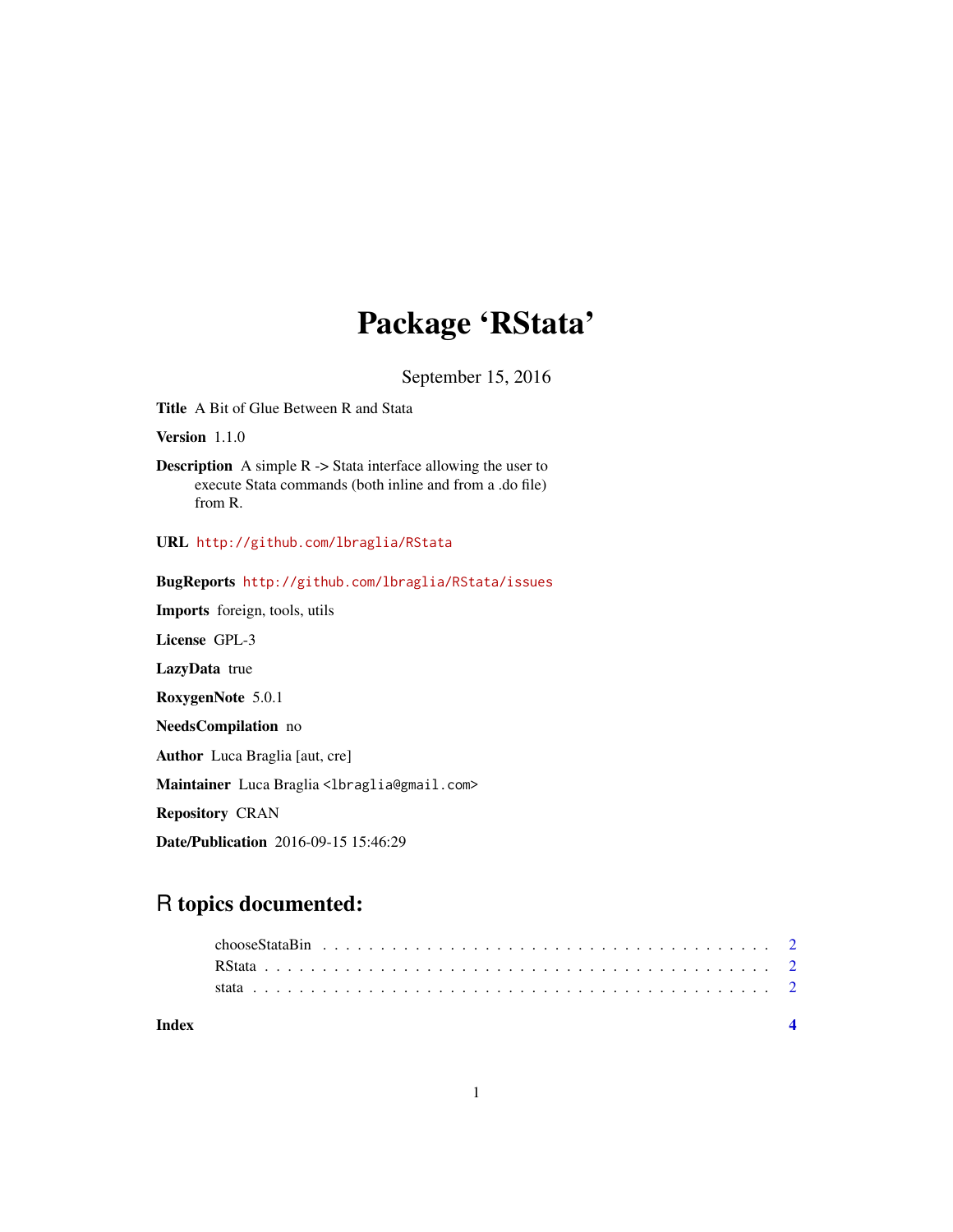# Package 'RStata'

September 15, 2016

**Title** A Bit of Glue Between R and Stata

**Version** 1.1.0

**Description** A simple R -> Stata interface allowing the user to execute Stata commands (both inline and from a .do file) from R.

**URL** http://github.com/lbraglia/RStata

**BugReports** http://github.com/lbraglia/RStata/issues

**Imports** foreign, tools, utils

**License** GPL-3

**LazyData** true

**RoxygenNote** 5.0.1

**NeedsCompilation** no

**Author** Luca Braglia [aut, cre]

**Maintainer** Luca Braglia <lbraglia@gmail.com>

**Repository** CRAN

**Date/Publication** 2016-09-15 15:46:29

## R topics documented:

chooseStataBin . . . . . . . . . . . . . . . . . . . . . . . . . . . . . . . . . . . . . . 2
RStata . . . . . . . . . . . . . . . . . . . . . . . . . . . . . . . . . . . . . . . . . . . 2
stata . . . . . . . . . . . . . . . . . . . . . . . . . . . . . . . . . . . . . . . . . . . . 2

**Index** **4**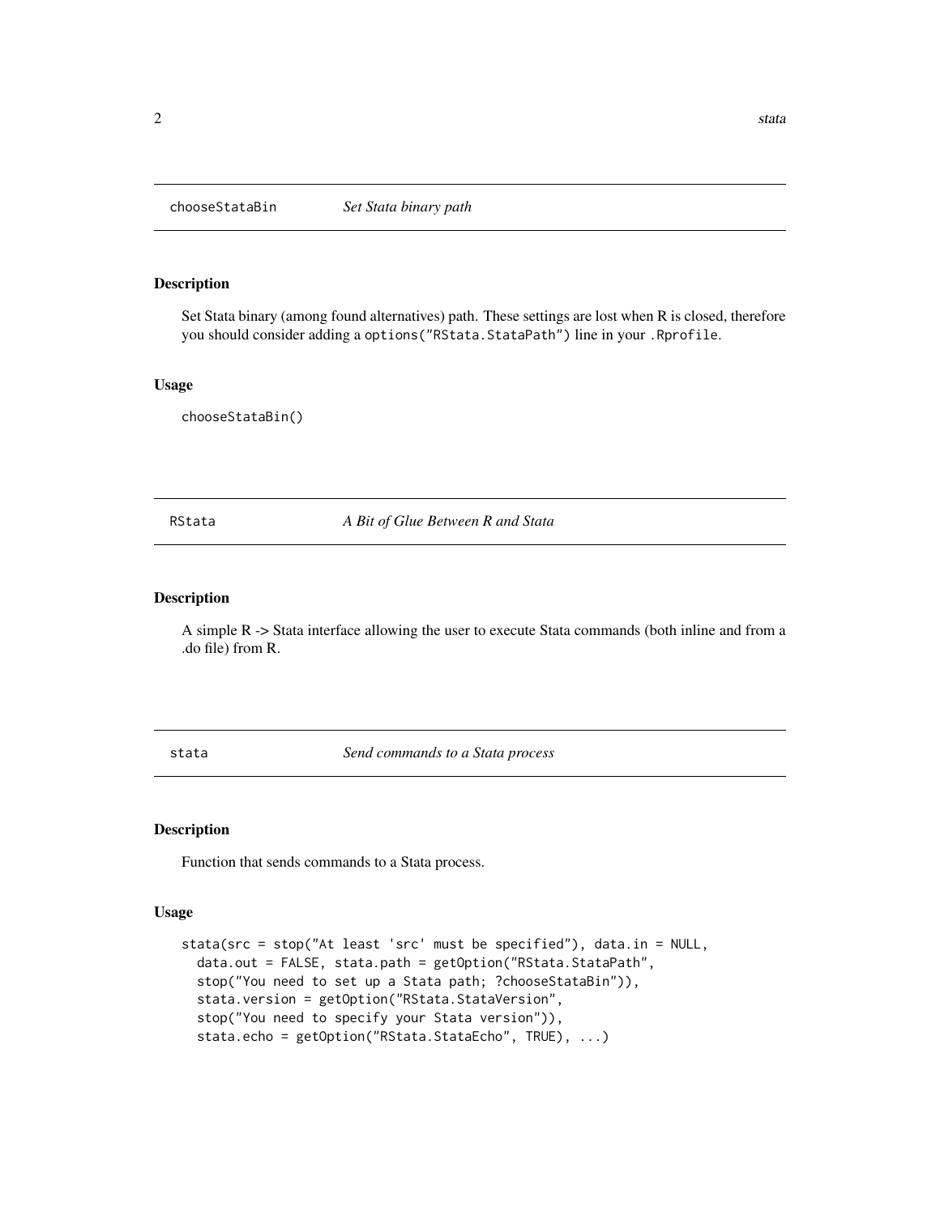## chooseStataBin — *Set Stata binary path*

### Description

Set Stata binary (among found alternatives) path. These settings are lost when R is closed, therefore you should consider adding a `options("RStata.StataPath")` line in your `.Rprofile`.

### Usage

```
chooseStataBin()
```

## RStata — *A Bit of Glue Between R and Stata*

### Description

A simple R -> Stata interface allowing the user to execute Stata commands (both inline and from a .do file) from R.

## stata — *Send commands to a Stata process*

### Description

Function that sends commands to a Stata process.

### Usage

```
stata(src = stop("At least 'src' must be specified"), data.in = NULL,
  data.out = FALSE, stata.path = getOption("RStata.StataPath",
  stop("You need to set up a Stata path; ?chooseStataBin")),
  stata.version = getOption("RStata.StataVersion",
  stop("You need to specify your Stata version")),
  stata.echo = getOption("RStata.StataEcho", TRUE), ...)
```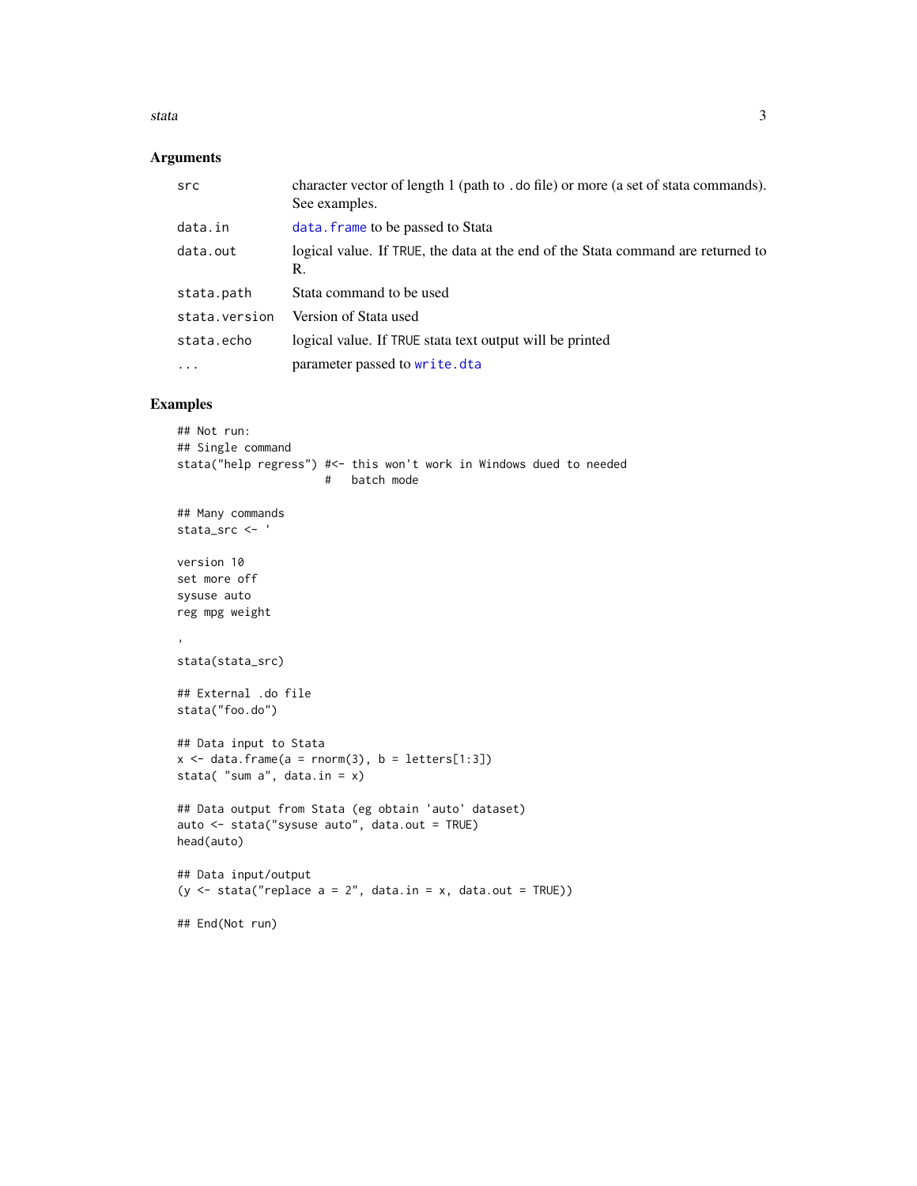## Arguments

| | |
|---|---|
| `src` | character vector of length 1 (path to `.do` file) or more (a set of stata commands). See examples. |
| `data.in` | `data.frame` to be passed to Stata |
| `data.out` | logical value. If `TRUE`, the data at the end of the Stata command are returned to R. |
| `stata.path` | Stata command to be used |
| `stata.version` | Version of Stata used |
| `stata.echo` | logical value. If `TRUE` stata text output will be printed |
| `...` | parameter passed to `write.dta` |

## Examples

```
## Not run:
## Single command
stata("help regress") #<- this won't work in Windows dued to needed
                      #   batch mode

## Many commands
stata_src <- '

version 10
set more off
sysuse auto
reg mpg weight

'
stata(stata_src)

## External .do file
stata("foo.do")

## Data input to Stata
x <- data.frame(a = rnorm(3), b = letters[1:3])
stata( "sum a", data.in = x)

## Data output from Stata (eg obtain 'auto' dataset)
auto <- stata("sysuse auto", data.out = TRUE)
head(auto)

## Data input/output
(y <- stata("replace a = 2", data.in = x, data.out = TRUE))

## End(Not run)
```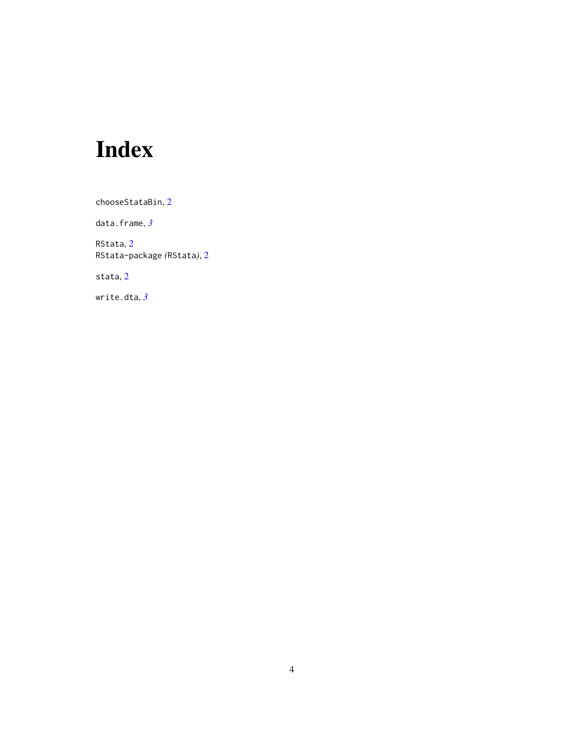# Index

chooseStataBin, 2

data.frame, *3*

RStata, 2
RStata-package *(*RStata*)*, 2

stata, 2

write.dta, *3*